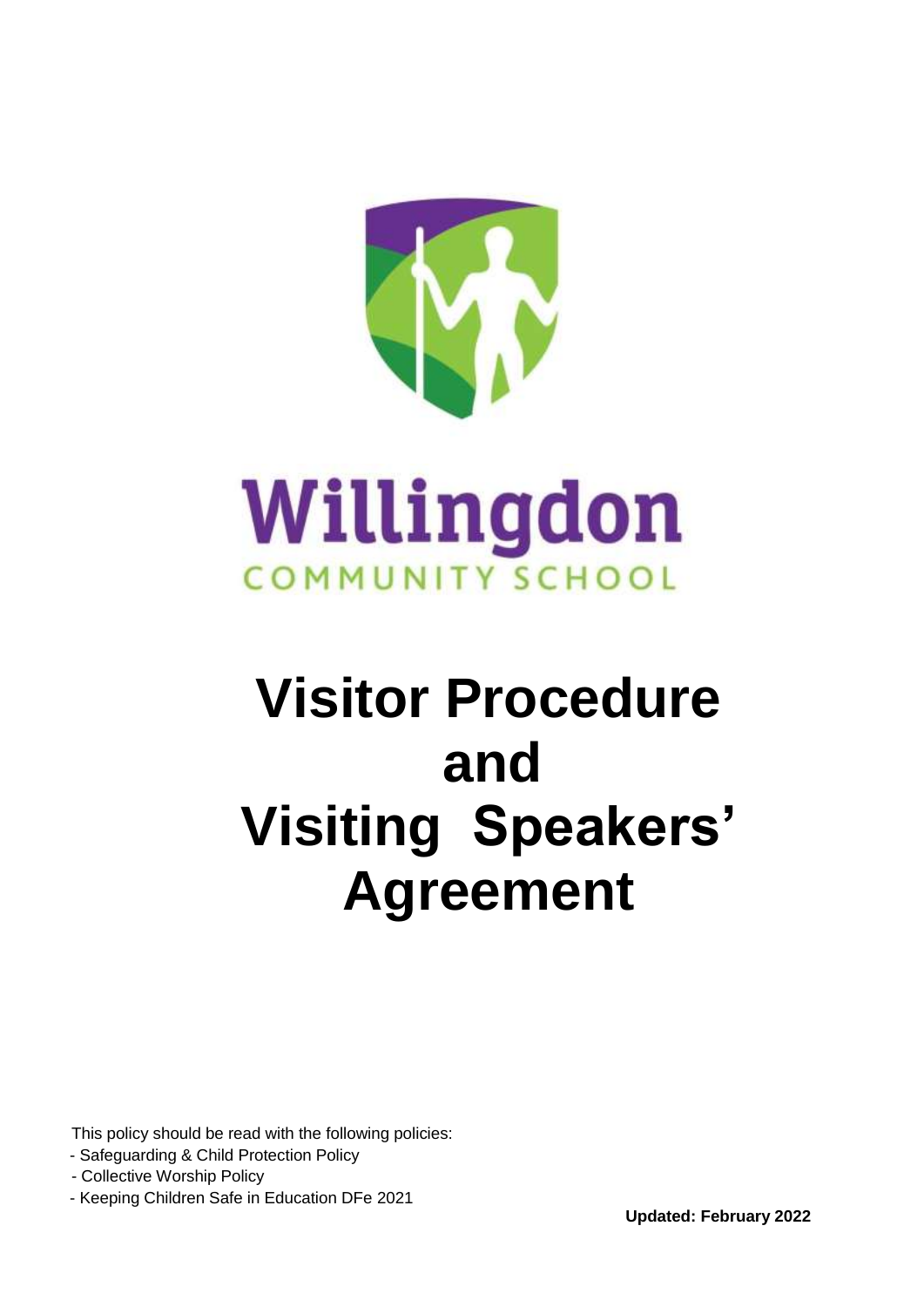Willingdon

COMMUNITY SCHOOL

# Visitor Procedure and Visiting Speakers' Agreement

This policy should be read with the following policies:

- Safeguarding & Child Protection Policy
- Collective Worship Policy
- Keeping Children Safe in Education DFe 2021

**Updated: February 2022**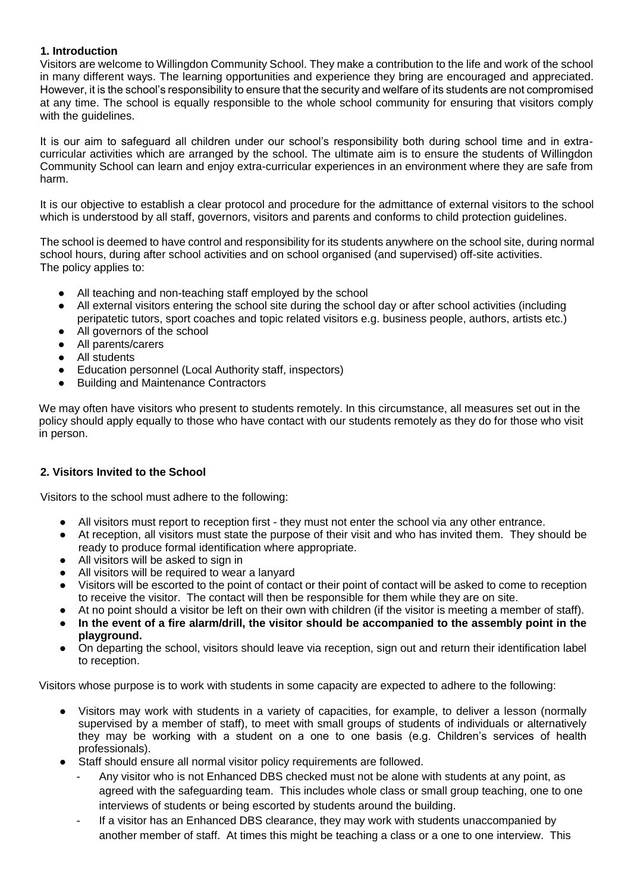## 1. Introduction

Visitors are welcome to Willingdon Community School. They make a contribution to the life and work of the school in many different ways. The learning opportunities and experience they bring are encouraged and appreciated. However, it is the school's responsibility to ensure that the security and welfare of its students are not compromised at any time. The school is equally responsible to the whole school community for ensuring that visitors comply with the guidelines.

It is our aim to safeguard all children under our school's responsibility both during school time and in extra-curricular activities which are arranged by the school. The ultimate aim is to ensure the students of Willingdon Community School can learn and enjoy extra-curricular experiences in an environment where they are safe from harm.

It is our objective to establish a clear protocol and procedure for the admittance of external visitors to the school which is understood by all staff, governors, visitors and parents and conforms to child protection guidelines.

The school is deemed to have control and responsibility for its students anywhere on the school site, during normal school hours, during after school activities and on school organised (and supervised) off-site activities.
The policy applies to:

- All teaching and non-teaching staff employed by the school
- All external visitors entering the school site during the school day or after school activities (including peripatetic tutors, sport coaches and topic related visitors e.g. business people, authors, artists etc.)
- All governors of the school
- All parents/carers
- All students
- Education personnel (Local Authority staff, inspectors)
- Building and Maintenance Contractors

We may often have visitors who present to students remotely. In this circumstance, all measures set out in the policy should apply equally to those who have contact with our students remotely as they do for those who visit in person.

## 2. Visitors Invited to the School

Visitors to the school must adhere to the following:

- All visitors must report to reception first - they must not enter the school via any other entrance.
- At reception, all visitors must state the purpose of their visit and who has invited them. They should be ready to produce formal identification where appropriate.
- All visitors will be asked to sign in
- All visitors will be required to wear a lanyard
- Visitors will be escorted to the point of contact or their point of contact will be asked to come to reception to receive the visitor. The contact will then be responsible for them while they are on site.
- At no point should a visitor be left on their own with children (if the visitor is meeting a member of staff).
- **In the event of a fire alarm/drill, the visitor should be accompanied to the assembly point in the playground.**
- On departing the school, visitors should leave via reception, sign out and return their identification label to reception.

Visitors whose purpose is to work with students in some capacity are expected to adhere to the following:

- Visitors may work with students in a variety of capacities, for example, to deliver a lesson (normally supervised by a member of staff), to meet with small groups of students of individuals or alternatively they may be working with a student on a one to one basis (e.g. Children's services of health professionals).
- Staff should ensure all normal visitor policy requirements are followed.
  - Any visitor who is not Enhanced DBS checked must not be alone with students at any point, as agreed with the safeguarding team. This includes whole class or small group teaching, one to one interviews of students or being escorted by students around the building.
  - If a visitor has an Enhanced DBS clearance, they may work with students unaccompanied by another member of staff. At times this might be teaching a class or a one to one interview. This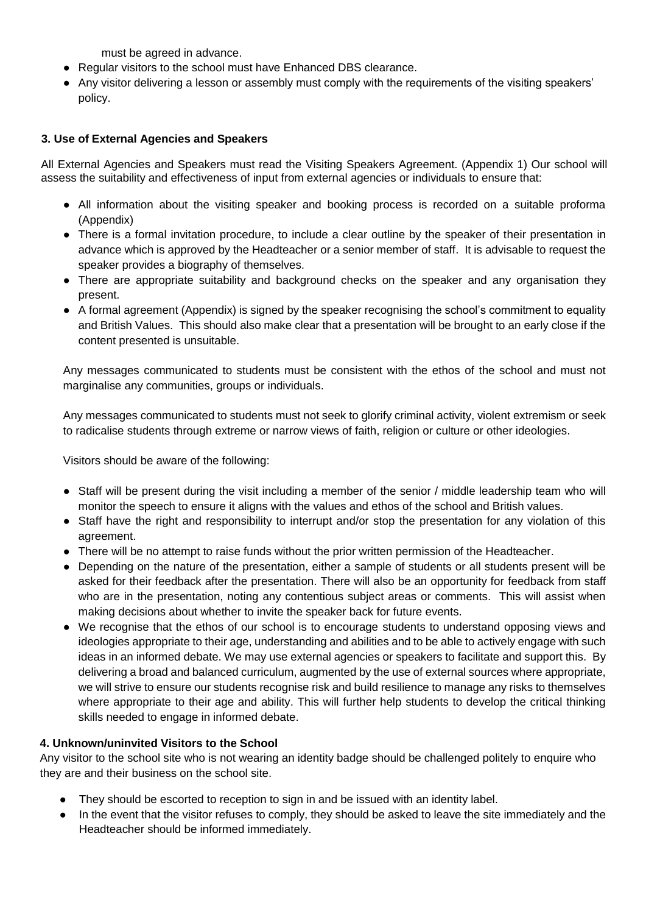must be agreed in advance.

- Regular visitors to the school must have Enhanced DBS clearance.
- Any visitor delivering a lesson or assembly must comply with the requirements of the visiting speakers' policy.

**3. Use of External Agencies and Speakers**

All External Agencies and Speakers must read the Visiting Speakers Agreement. (Appendix 1) Our school will assess the suitability and effectiveness of input from external agencies or individuals to ensure that:

- All information about the visiting speaker and booking process is recorded on a suitable proforma (Appendix)
- There is a formal invitation procedure, to include a clear outline by the speaker of their presentation in advance which is approved by the Headteacher or a senior member of staff. It is advisable to request the speaker provides a biography of themselves.
- There are appropriate suitability and background checks on the speaker and any organisation they present.
- A formal agreement (Appendix) is signed by the speaker recognising the school's commitment to equality and British Values. This should also make clear that a presentation will be brought to an early close if the content presented is unsuitable.

Any messages communicated to students must be consistent with the ethos of the school and must not marginalise any communities, groups or individuals.

Any messages communicated to students must not seek to glorify criminal activity, violent extremism or seek to radicalise students through extreme or narrow views of faith, religion or culture or other ideologies.

Visitors should be aware of the following:

- Staff will be present during the visit including a member of the senior / middle leadership team who will monitor the speech to ensure it aligns with the values and ethos of the school and British values.
- Staff have the right and responsibility to interrupt and/or stop the presentation for any violation of this agreement.
- There will be no attempt to raise funds without the prior written permission of the Headteacher.
- Depending on the nature of the presentation, either a sample of students or all students present will be asked for their feedback after the presentation. There will also be an opportunity for feedback from staff who are in the presentation, noting any contentious subject areas or comments. This will assist when making decisions about whether to invite the speaker back for future events.
- We recognise that the ethos of our school is to encourage students to understand opposing views and ideologies appropriate to their age, understanding and abilities and to be able to actively engage with such ideas in an informed debate. We may use external agencies or speakers to facilitate and support this. By delivering a broad and balanced curriculum, augmented by the use of external sources where appropriate, we will strive to ensure our students recognise risk and build resilience to manage any risks to themselves where appropriate to their age and ability. This will further help students to develop the critical thinking skills needed to engage in informed debate.

**4. Unknown/uninvited Visitors to the School**

Any visitor to the school site who is not wearing an identity badge should be challenged politely to enquire who they are and their business on the school site.

- They should be escorted to reception to sign in and be issued with an identity label.
- In the event that the visitor refuses to comply, they should be asked to leave the site immediately and the Headteacher should be informed immediately.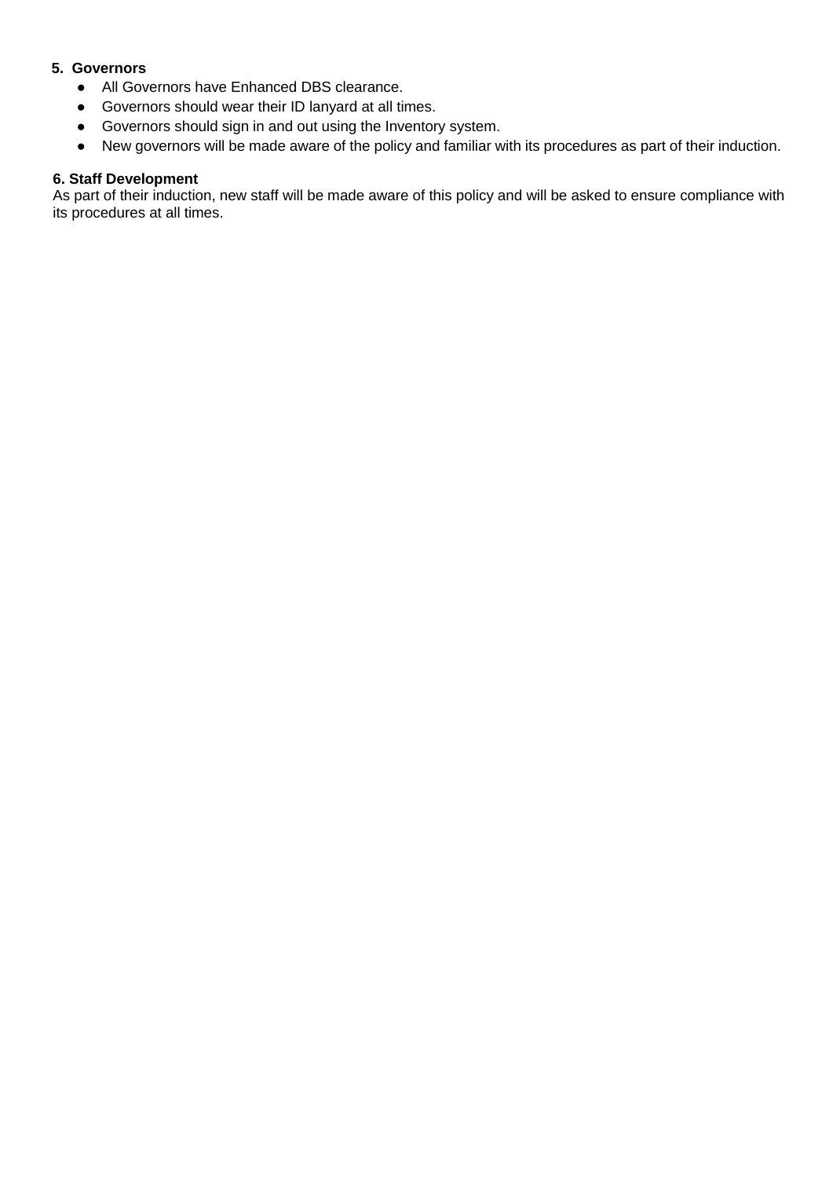### 5. Governors

- All Governors have Enhanced DBS clearance.
- Governors should wear their ID lanyard at all times.
- Governors should sign in and out using the Inventory system.
- New governors will be made aware of the policy and familiar with its procedures as part of their induction.

### 6. Staff Development

As part of their induction, new staff will be made aware of this policy and will be asked to ensure compliance with its procedures at all times.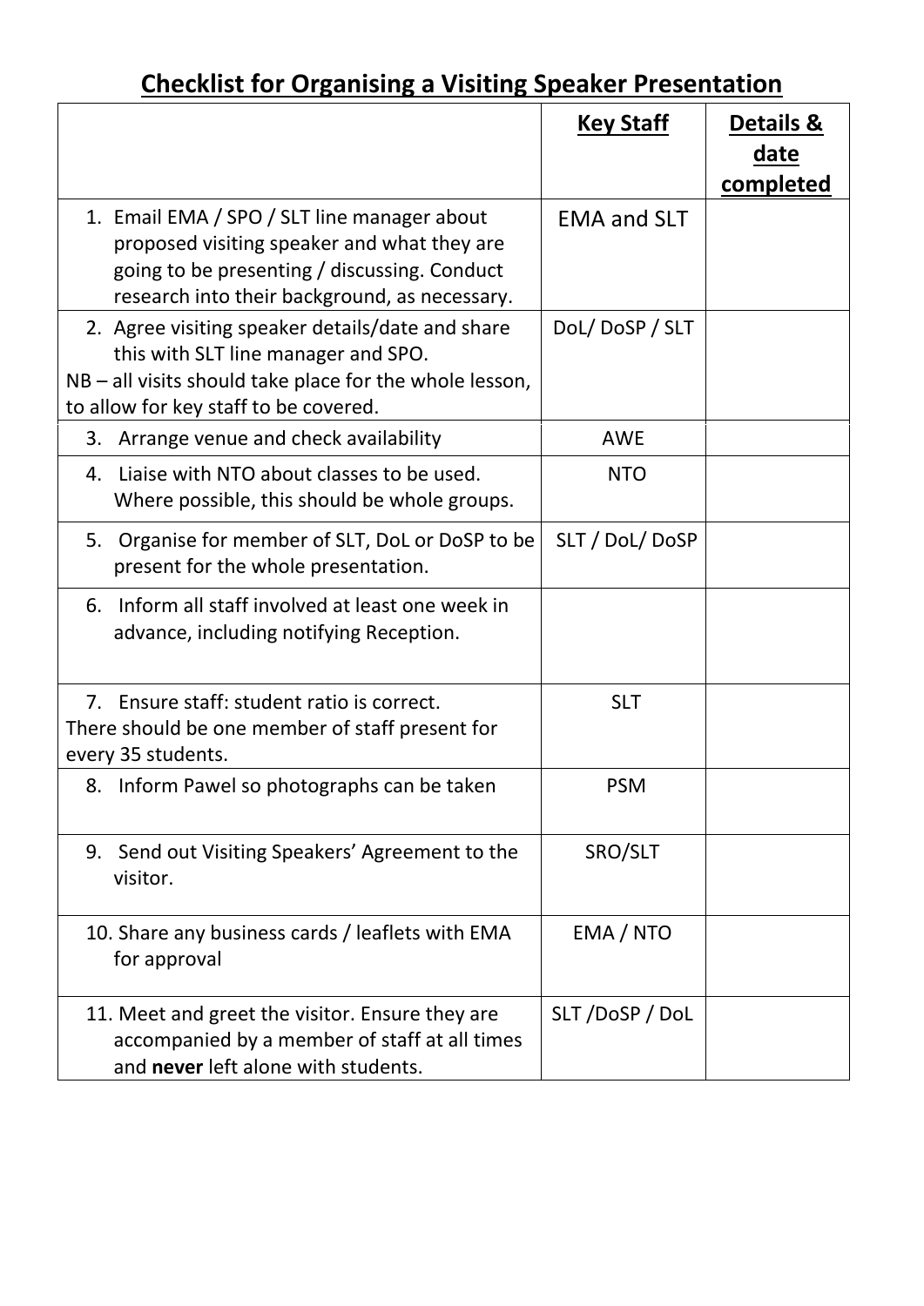# Checklist for Organising a Visiting Speaker Presentation

| | Key Staff | Details & date completed |
|---|---|---|
| 1. Email EMA / SPO / SLT line manager about proposed visiting speaker and what they are going to be presenting / discussing. Conduct research into their background, as necessary. | EMA and SLT | |
| 2. Agree visiting speaker details/date and share this with SLT line manager and SPO. NB – all visits should take place for the whole lesson, to allow for key staff to be covered. | DoL/ DoSP / SLT | |
| 3. Arrange venue and check availability | AWE | |
| 4. Liaise with NTO about classes to be used. Where possible, this should be whole groups. | NTO | |
| 5. Organise for member of SLT, DoL or DoSP to be present for the whole presentation. | SLT / DoL/ DoSP | |
| 6. Inform all staff involved at least one week in advance, including notifying Reception. | | |
| 7. Ensure staff: student ratio is correct. There should be one member of staff present for every 35 students. | SLT | |
| 8. Inform Pawel so photographs can be taken | PSM | |
| 9. Send out Visiting Speakers' Agreement to the visitor. | SRO/SLT | |
| 10. Share any business cards / leaflets with EMA for approval | EMA / NTO | |
| 11. Meet and greet the visitor. Ensure they are accompanied by a member of staff at all times and **never** left alone with students. | SLT /DoSP / DoL | |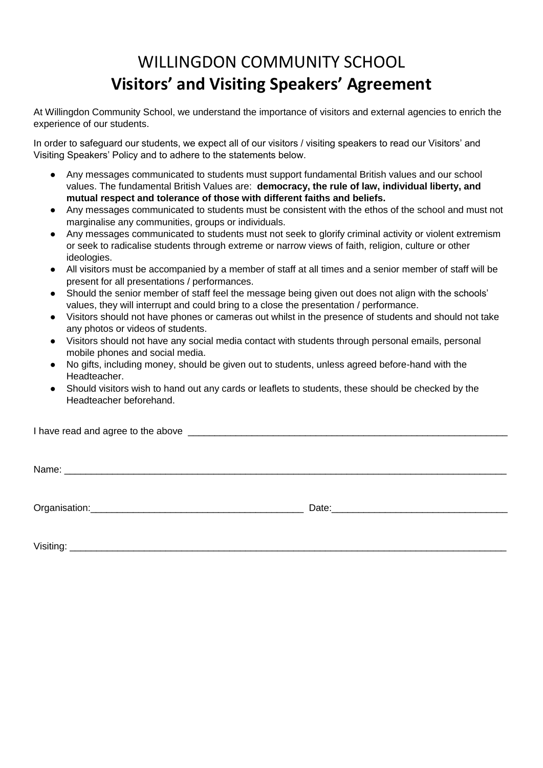# WILLINGDON COMMUNITY SCHOOL

## Visitors' and Visiting Speakers' Agreement

At Willingdon Community School, we understand the importance of visitors and external agencies to enrich the experience of our students.

In order to safeguard our students, we expect all of our visitors / visiting speakers to read our Visitors' and Visiting Speakers' Policy and to adhere to the statements below.

- Any messages communicated to students must support fundamental British values and our school values. The fundamental British Values are: **democracy, the rule of law, individual liberty, and mutual respect and tolerance of those with different faiths and beliefs.**
- Any messages communicated to students must be consistent with the ethos of the school and must not marginalise any communities, groups or individuals.
- Any messages communicated to students must not seek to glorify criminal activity or violent extremism or seek to radicalise students through extreme or narrow views of faith, religion, culture or other ideologies.
- All visitors must be accompanied by a member of staff at all times and a senior member of staff will be present for all presentations / performances.
- Should the senior member of staff feel the message being given out does not align with the schools' values, they will interrupt and could bring to a close the presentation / performance.
- Visitors should not have phones or cameras out whilst in the presence of students and should not take any photos or videos of students.
- Visitors should not have any social media contact with students through personal emails, personal mobile phones and social media.
- No gifts, including money, should be given out to students, unless agreed before-hand with the Headteacher.
- Should visitors wish to hand out any cards or leaflets to students, these should be checked by the Headteacher beforehand.

I have read and agree to the above ____________________________________________

Name: ____________________________________________

Organisation: ______________________________ Date: ______________________

Visiting: ____________________________________________